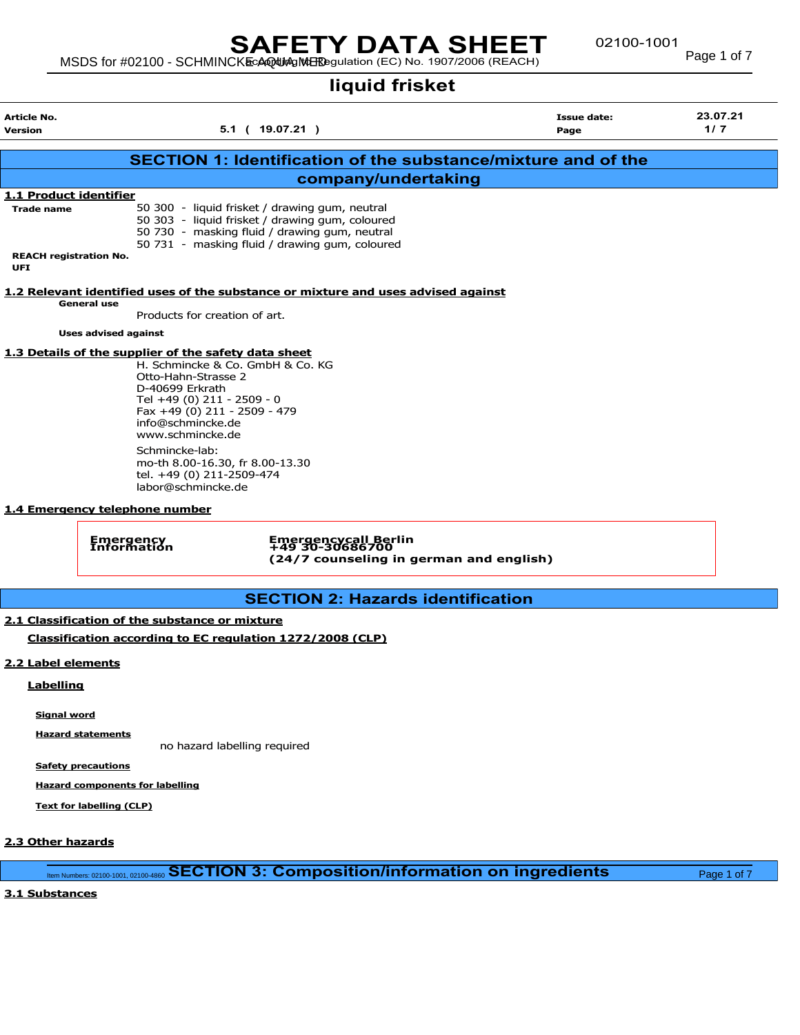# SAFETY DATA SHEET

# liquid frisket

| Article No. | | Issue date: | 23.07.21 |
|---|---|---|---|
| Version | 5.1 ( 19.07.21 ) | Page | 1/ 7 |

## SECTION 1: Identification of the substance/mixture and of the company/undertaking

### 1.1 Product identifier

**Trade name**

50 300 - liquid frisket / drawing gum, neutral
50 303 - liquid frisket / drawing gum, coloured
50 730 - masking fluid / drawing gum, neutral
50 731 - masking fluid / drawing gum, coloured

**REACH registration No.**

**UFI**

### 1.2 Relevant identified uses of the substance or mixture and uses advised against

**General use**

Products for creation of art.

**Uses advised against**

### 1.3 Details of the supplier of the safety data sheet

H. Schmincke & Co. GmbH & Co. KG
Otto-Hahn-Strasse 2
D-40699 Erkrath
Tel +49 (0) 211 - 2509 - 0
Fax +49 (0) 211 - 2509 - 479
info@schmincke.de
www.schmincke.de

Schmincke-lab:
mo-th 8.00-16.30, fr 8.00-13.30
tel. +49 (0) 211-2509-474
labor@schmincke.de

### 1.4 Emergency telephone number

| Emergency Information | Emergencycall Berlin<br>+49 30-30686700<br>(24/7 counseling in german and english) |
|---|---|

## SECTION 2: Hazards identification

### 2.1 Classification of the substance or mixture

**Classification according to EC regulation 1272/2008 (CLP)**

### 2.2 Label elements

**Labelling**

**Signal word**

**Hazard statements**

no hazard labelling required

**Safety precautions**

**Hazard components for labelling**

**Text for labelling (CLP)**

### 2.3 Other hazards

## SECTION 3: Composition/information on ingredients

### 3.1 Substances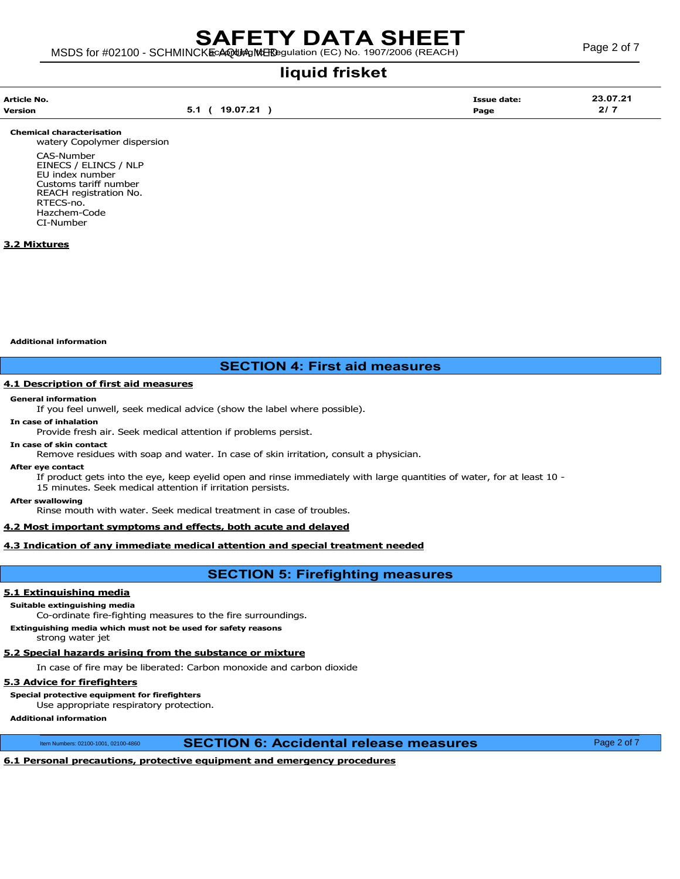| Article No. | | Issue date: | 23.07.21 |
| --- | --- | --- | --- |
| Version | 5.1 ( 19.07.21 ) | Page | 2/ 7 |

**Chemical characterisation**

watery Copolymer dispersion

CAS-Number
EINECS / ELINCS / NLP
EU index number
Customs tariff number
REACH registration No.
RTECS-no.
Hazchem-Code
CI-Number

### 3.2 Mixtures

**Additional information**

## SECTION 4: First aid measures

### 4.1 Description of first aid measures

**General information**

If you feel unwell, seek medical advice (show the label where possible).

**In case of inhalation**

Provide fresh air. Seek medical attention if problems persist.

**In case of skin contact**

Remove residues with soap and water. In case of skin irritation, consult a physician.

**After eye contact**

If product gets into the eye, keep eyelid open and rinse immediately with large quantities of water, for at least 10 - 15 minutes. Seek medical attention if irritation persists.

**After swallowing**

Rinse mouth with water. Seek medical treatment in case of troubles.

### 4.2 Most important symptoms and effects, both acute and delayed

### 4.3 Indication of any immediate medical attention and special treatment needed

## SECTION 5: Firefighting measures

### 5.1 Extinguishing media

**Suitable extinguishing media**

Co-ordinate fire-fighting measures to the fire surroundings.

**Extinguishing media which must not be used for safety reasons**

strong water jet

### 5.2 Special hazards arising from the substance or mixture

In case of fire may be liberated: Carbon monoxide and carbon dioxide

### 5.3 Advice for firefighters

**Special protective equipment for firefighters**

Use appropriate respiratory protection.

**Additional information**

## SECTION 6: Accidental release measures

### 6.1 Personal precautions, protective equipment and emergency procedures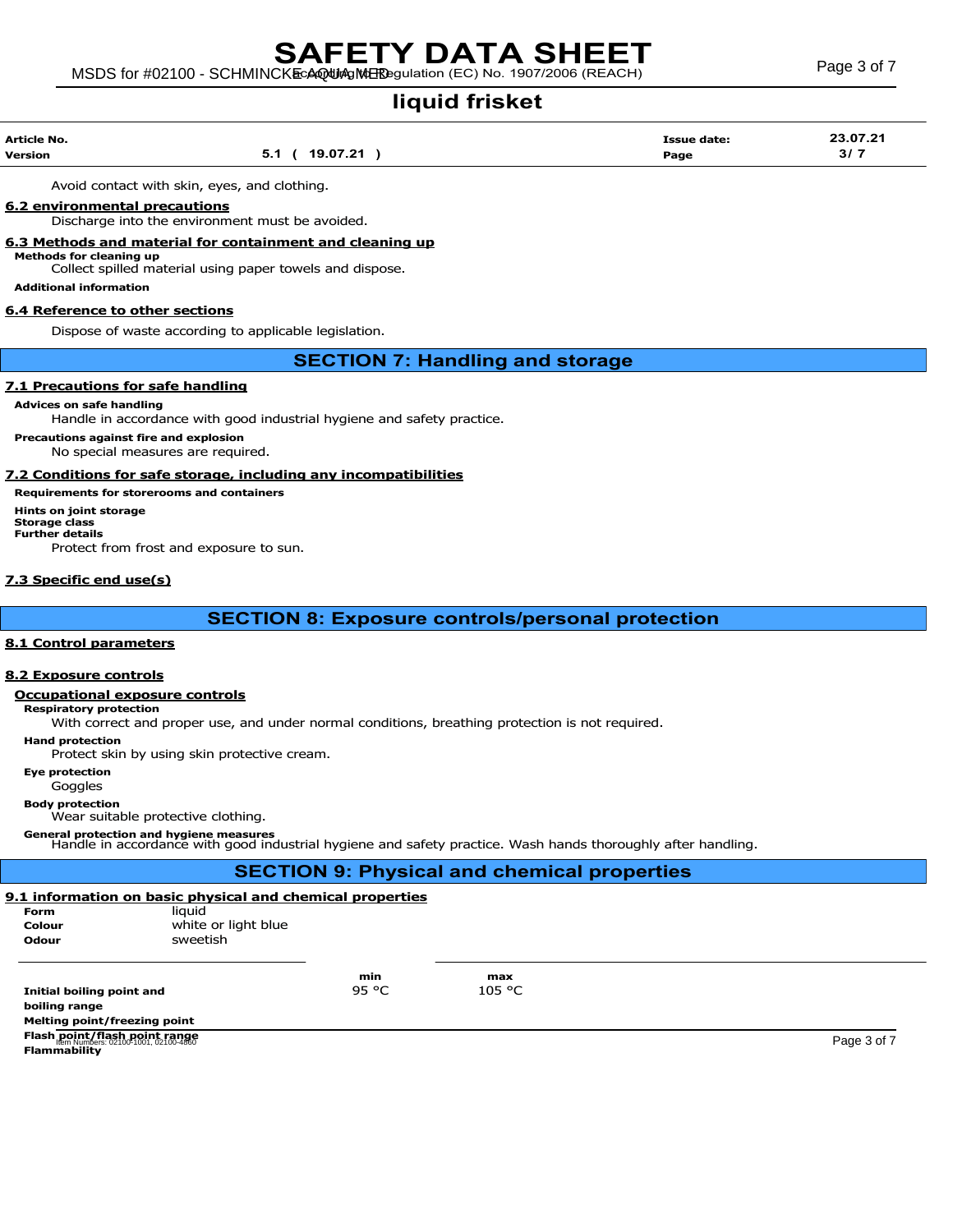Avoid contact with skin, eyes, and clothing.

**6.2 environmental precautions**

Discharge into the environment must be avoided.

**6.3 Methods and material for containment and cleaning up**

**Methods for cleaning up**

Collect spilled material using paper towels and dispose.

**Additional information**

**6.4 Reference to other sections**

Dispose of waste according to applicable legislation.

## SECTION 7: Handling and storage

**7.1 Precautions for safe handling**

**Advices on safe handling**

Handle in accordance with good industrial hygiene and safety practice.

**Precautions against fire and explosion**

No special measures are required.

**7.2 Conditions for safe storage, including any incompatibilities**

**Requirements for storerooms and containers**

**Hints on joint storage**

**Storage class**

**Further details**

Protect from frost and exposure to sun.

**7.3 Specific end use(s)**

## SECTION 8: Exposure controls/personal protection

**8.1 Control parameters**

**8.2 Exposure controls**

**Occupational exposure controls**

**Respiratory protection**

With correct and proper use, and under normal conditions, breathing protection is not required.

**Hand protection**

Protect skin by using skin protective cream.

**Eye protection**

Goggles

**Body protection**

Wear suitable protective clothing.

**General protection and hygiene measures**

Handle in accordance with good industrial hygiene and safety practice. Wash hands thoroughly after handling.

## SECTION 9: Physical and chemical properties

**9.1 information on basic physical and chemical properties**

**Form** liquid

**Colour** white or light blue

**Odour** sweetish

| | min | max |
|---|---|---|
| **Initial boiling point and boiling range** | 95 °C | 105 °C |
| **Melting point/freezing point** | | |
| **Flash point/flash point range** | | |
| **Flammability** | | |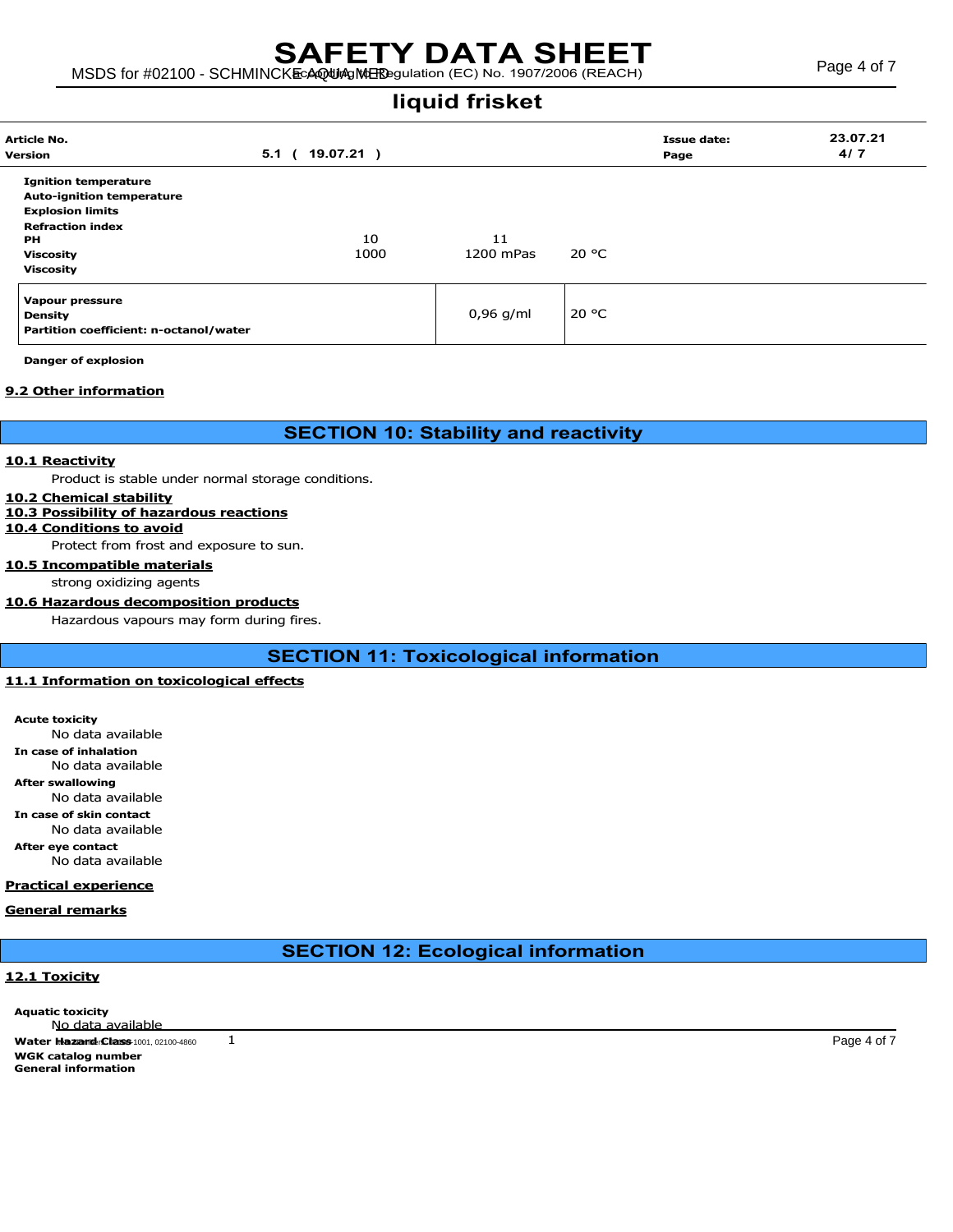# liquid frisket

| Article No. | | | | Issue date: | 23.07.21 |
|---|---|---|---|---|---|
| Version | 5.1 ( 19.07.21 ) | | | Page | 4/ 7 |

| | | | |
|---|---|---|---|
| **Ignition temperature** | | | |
| **Auto-ignition temperature** | | | |
| **Explosion limits** | | | |
| **Refraction index** | | | |
| **PH** | 10 | 11 | |
| **Viscosity** | 1000 | 1200 mPas | 20 °C |
| **Viscosity** | | | |

| | | |
|---|---|---|
| **Vapour pressure** | | |
| **Density** | 0,96 g/ml | 20 °C |
| **Partition coefficient: n-octanol/water** | | |

**Danger of explosion**

### 9.2 Other information

## SECTION 10: Stability and reactivity

### 10.1 Reactivity

Product is stable under normal storage conditions.

### 10.2 Chemical stability

### 10.3 Possibility of hazardous reactions

### 10.4 Conditions to avoid

Protect from frost and exposure to sun.

### 10.5 Incompatible materials

strong oxidizing agents

### 10.6 Hazardous decomposition products

Hazardous vapours may form during fires.

## SECTION 11: Toxicological information

### 11.1 Information on toxicological effects

**Acute toxicity**

No data available

**In case of inhalation**

No data available

**After swallowing**

No data available

**In case of skin contact**

No data available

**After eye contact**

No data available

### Practical experience

### General remarks

## SECTION 12: Ecological information

### 12.1 Toxicity

**Aquatic toxicity**

No data available

**Water Hazard Class** 1

**WGK catalog number**

**General information**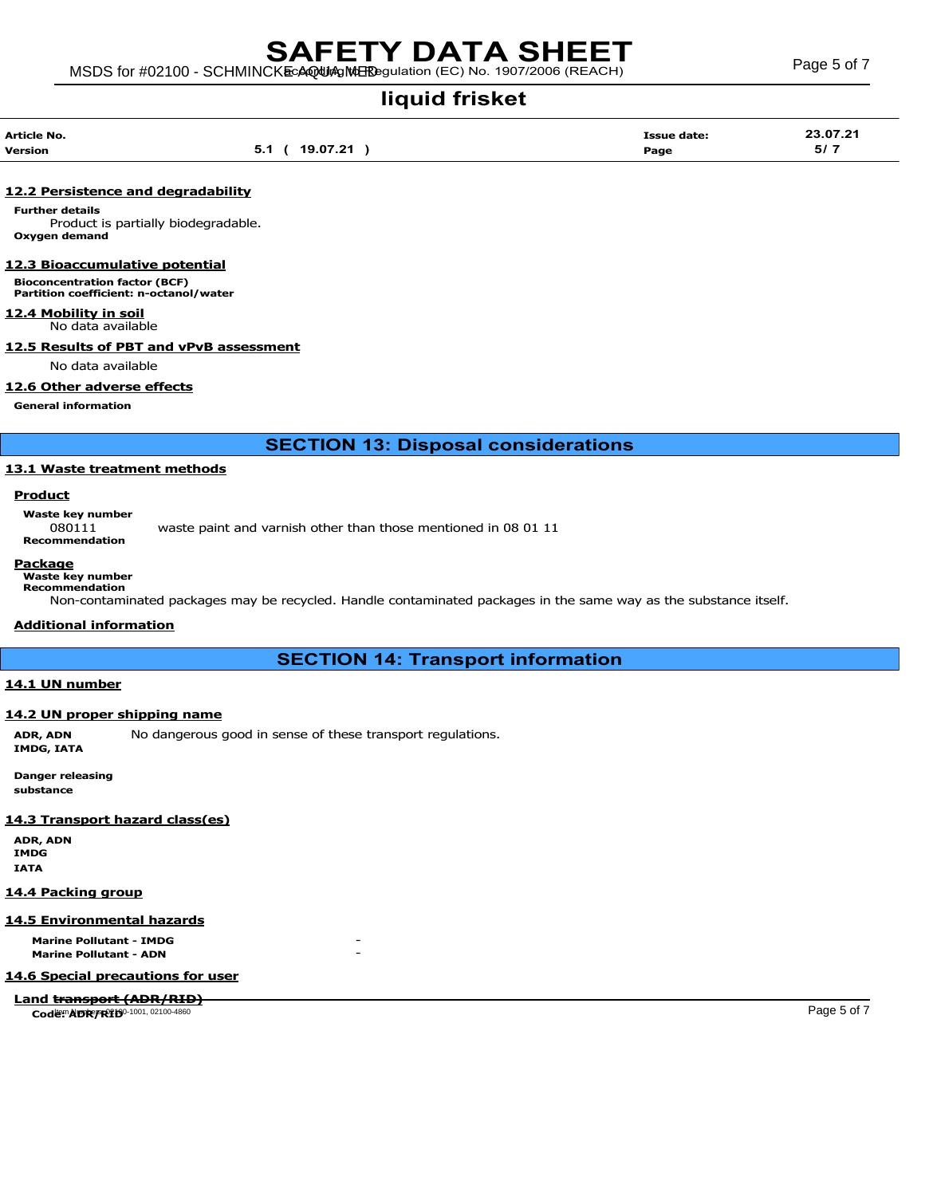## liquid frisket

| Article No. | | Issue date: | 23.07.21 |
|---|---|---|---|
| Version | 5.1 ( 19.07.21 ) | Page | 5/ 7 |

### 12.2 Persistence and degradability

**Further details**

Product is partially biodegradable.

**Oxygen demand**

### 12.3 Bioaccumulative potential

**Bioconcentration factor (BCF)**
**Partition coefficient: n-octanol/water**

### 12.4 Mobility in soil

No data available

### 12.5 Results of PBT and vPvB assessment

No data available

### 12.6 Other adverse effects

**General information**

## SECTION 13: Disposal considerations

### 13.1 Waste treatment methods

**Product**

**Waste key number**

080111 waste paint and varnish other than those mentioned in 08 01 11

**Recommendation**

**Package**

**Waste key number**
**Recommendation**

Non-contaminated packages may be recycled. Handle contaminated packages in the same way as the substance itself.

**Additional information**

## SECTION 14: Transport information

### 14.1 UN number

### 14.2 UN proper shipping name

**ADR, ADN**
**IMDG, IATA** No dangerous good in sense of these transport regulations.

**Danger releasing substance**

### 14.3 Transport hazard class(es)

**ADR, ADN**
**IMDG**
**IATA**

### 14.4 Packing group

### 14.5 Environmental hazards

| | |
|---|---|
| **Marine Pollutant - IMDG** | - |
| **Marine Pollutant - ADN** | - |

### 14.6 Special precautions for user

**Land transport (ADR/RID)**

**Code: ADR/RID**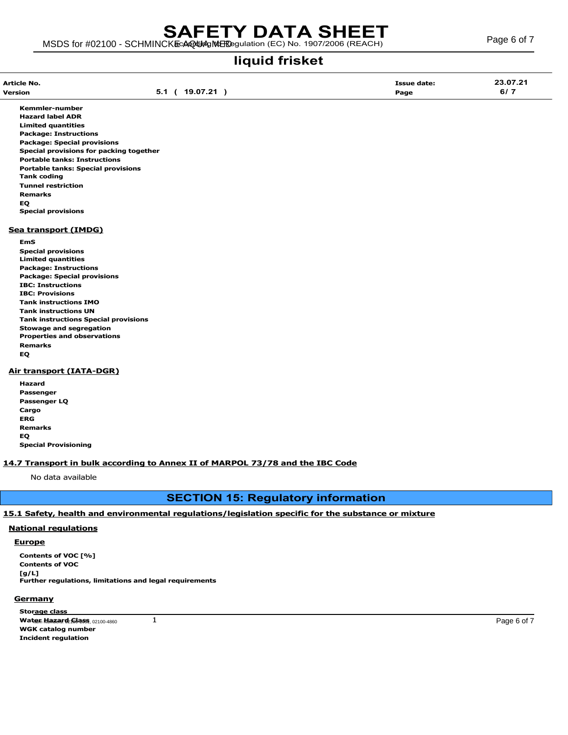# liquid frisket

| Article No. | | Issue date: | 23.07.21 |
|---|---|---|---|
| Version | 5.1 ( 19.07.21 ) | Page | 6/ 7 |

**Kemmler-number**
**Hazard label ADR**
**Limited quantities**
**Package: Instructions**
**Package: Special provisions**
**Special provisions for packing together**
**Portable tanks: Instructions**
**Portable tanks: Special provisions**
**Tank coding**
**Tunnel restriction**
**Remarks**
**EQ**
**Special provisions**

### Sea transport (IMDG)

**EmS**
**Special provisions**
**Limited quantities**
**Package: Instructions**
**Package: Special provisions**
**IBC: Instructions**
**IBC: Provisions**
**Tank instructions IMO**
**Tank instructions UN**
**Tank instructions Special provisions**
**Stowage and segregation**
**Properties and observations**
**Remarks**
**EQ**

### Air transport (IATA-DGR)

**Hazard**
**Passenger**
**Passenger LQ**
**Cargo**
**ERG**
**Remarks**
**EQ**
**Special Provisioning**

### 14.7 Transport in bulk according to Annex II of MARPOL 73/78 and the IBC Code

No data available

## SECTION 15: Regulatory information

### 15.1 Safety, health and environmental regulations/legislation specific for the substance or mixture

#### National regulations

#### Europe

**Contents of VOC [%]**
**Contents of VOC [g/L]**
**Further regulations, limitations and legal requirements**

#### Germany

**Storage class**
**Water Hazard Class**
**WGK catalog number**
**Incident regulation**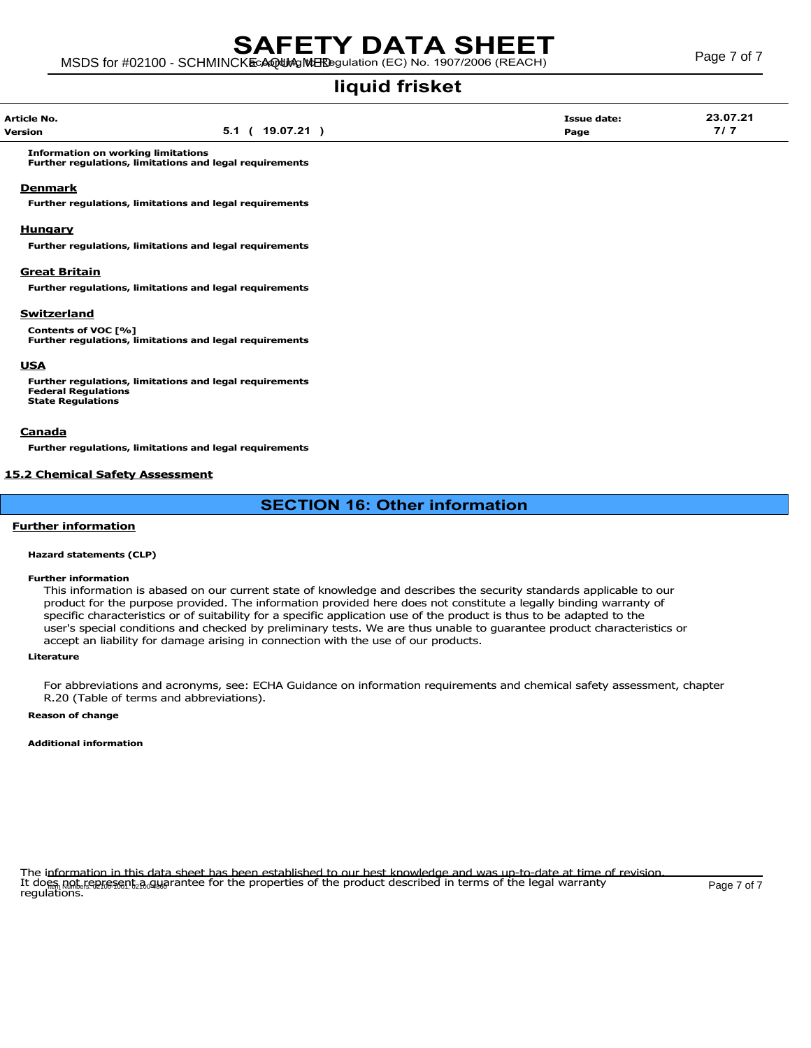**Information on working limitations**
**Further regulations, limitations and legal requirements**

**Denmark**

**Further regulations, limitations and legal requirements**

**Hungary**

**Further regulations, limitations and legal requirements**

**Great Britain**

**Further regulations, limitations and legal requirements**

**Switzerland**

**Contents of VOC [%]**
**Further regulations, limitations and legal requirements**

**USA**

**Further regulations, limitations and legal requirements**
**Federal Regulations**
**State Regulations**

**Canada**

**Further regulations, limitations and legal requirements**

## 15.2 Chemical Safety Assessment

# SECTION 16: Other information

## Further information

**Hazard statements (CLP)**

**Further information**

This information is abased on our current state of knowledge and describes the security standards applicable to our product for the purpose provided. The information provided here does not constitute a legally binding warranty of specific characteristics or of suitability for a specific application use of the product is thus to be adapted to the user's special conditions and checked by preliminary tests. We are thus unable to guarantee product characteristics or accept an liability for damage arising in connection with the use of our products.

**Literature**

For abbreviations and acronyms, see: ECHA Guidance on information requirements and chemical safety assessment, chapter R.20 (Table of terms and abbreviations).

**Reason of change**

**Additional information**

The information in this data sheet has been established to our best knowledge and was up-to-date at time of revision. It does not represent a guarantee for the properties of the product described in terms of the legal warranty regulations.